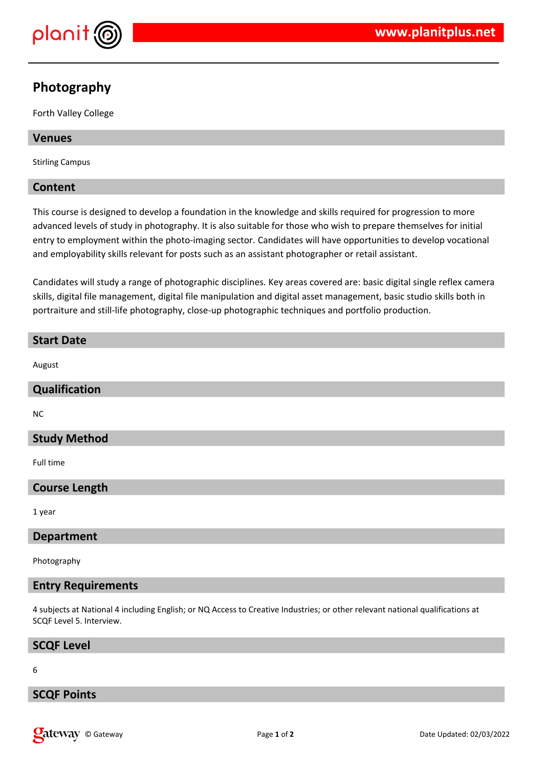# Photography

Forth Valley College

## Venues

Stirling Campus

## Content

This course is designed to develop a foundation in the knowledge and skills required for progression to more advanced levels of study in photography. It is also suitable for those who wish to prepare themselves for initial entry to employment within the photo-imaging sector. Candidates will have opportunities to develop vocational and employability skills relevant for posts such as an assistant photographer or retail assistant.

Candidates will study a range of photographic disciplines. Key areas covered are: basic digital single reflex camera skills, digital file management, digital file manipulation and digital asset management, basic studio skills both in portraiture and still-life photography, close-up photographic techniques and portfolio production.

## Start Date

August

## Qualification

NC

## Study Method

Full time

## Course Length

1 year

## Department

Photography

## Entry Requirements

4 subjects at National 4 including English; or NQ Access to Creative Industries; or other relevant national qualifications at SCQF Level 5. Interview.

## SCQF Level

6

## SCQF Points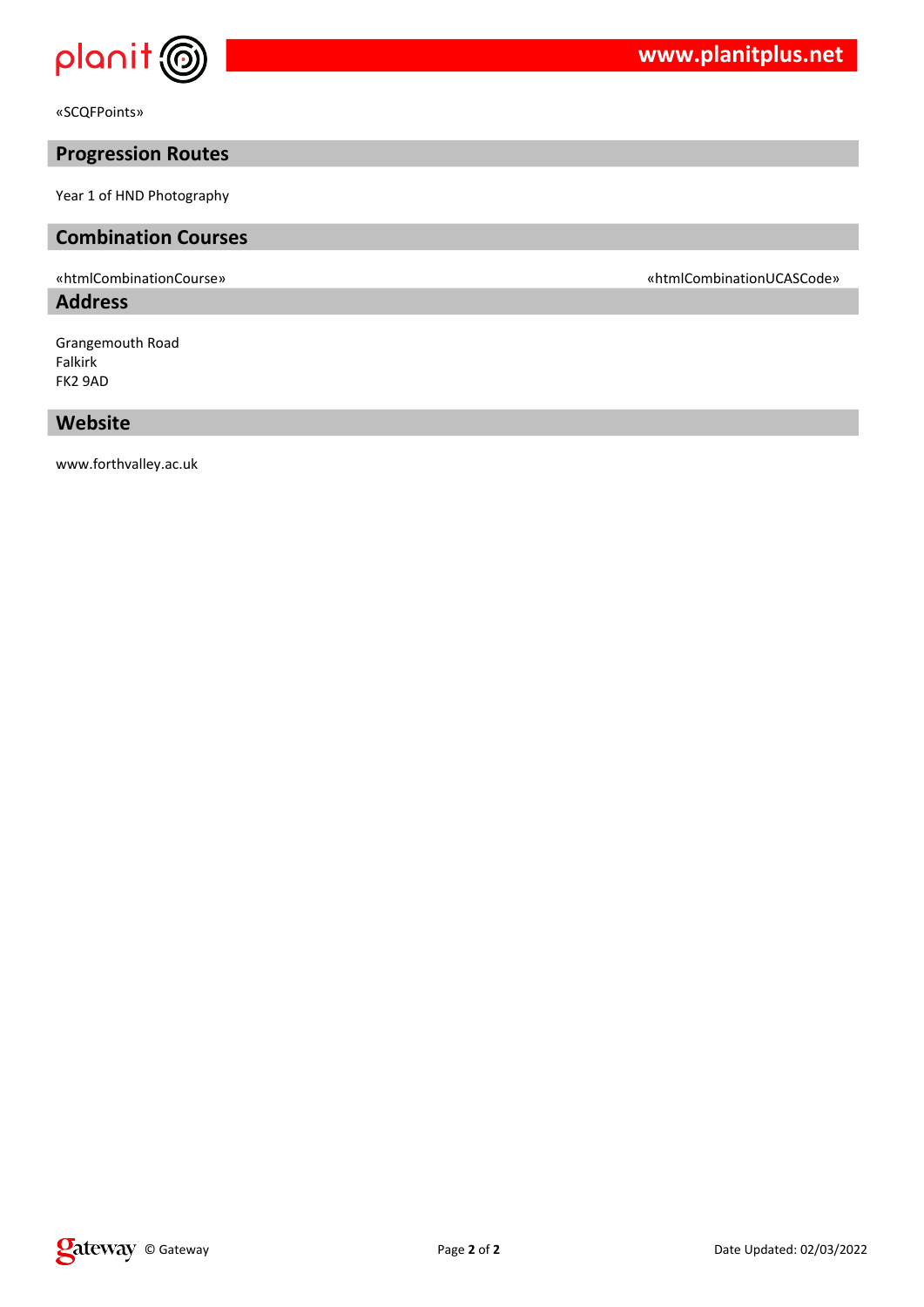«SCQFPoints»

## Progression Routes

Year 1 of HND Photography

## Combination Courses

«htmlCombinationCourse» «htmlCombinationUCASCode»

## Address

Grangemouth Road
Falkirk
FK2 9AD

## Website

www.forthvalley.ac.uk